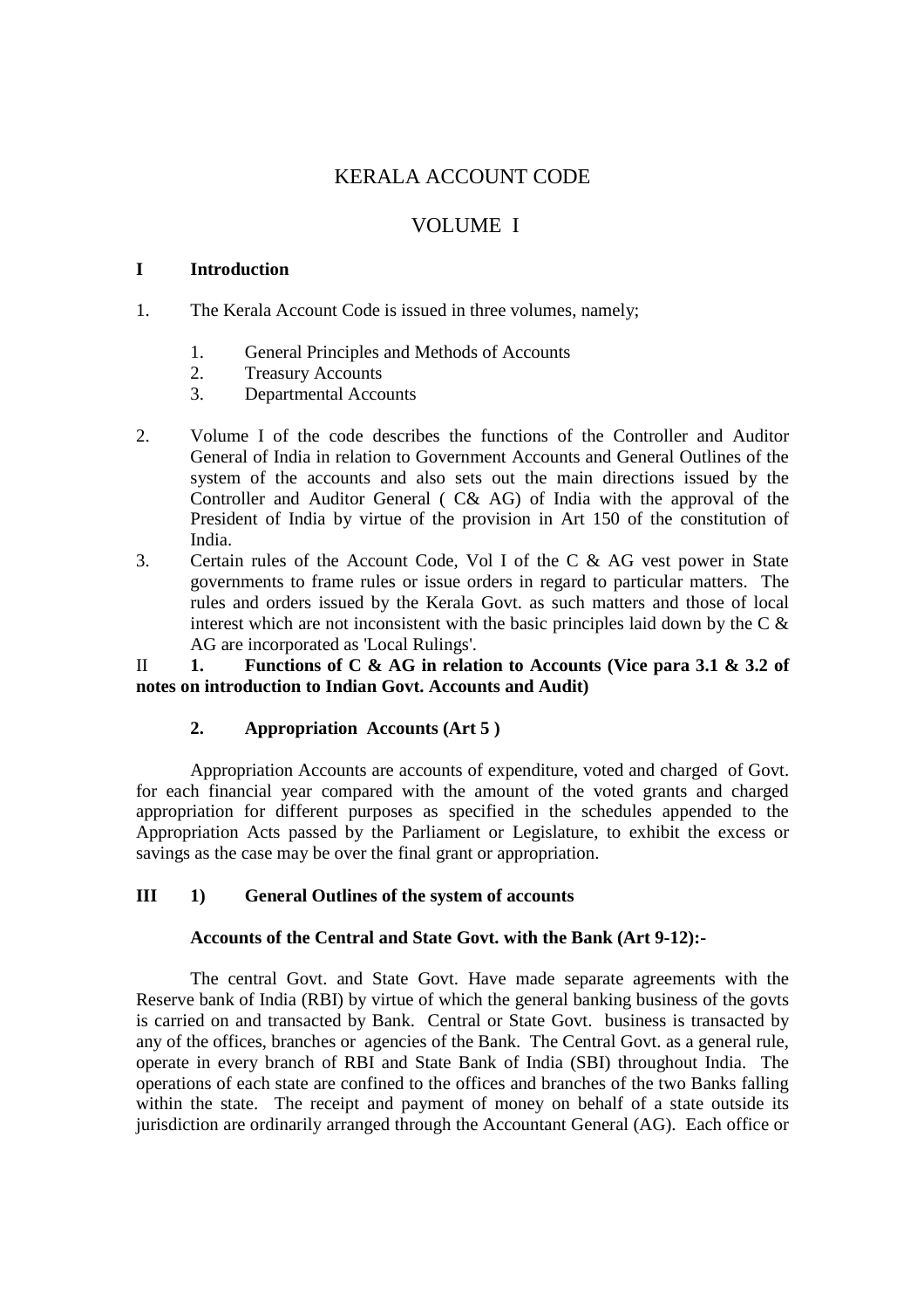# KERALA ACCOUNT CODE

# VOLUME I

## I Introduction

1. The Kerala Account Code is issued in three volumes, namely;

    1. General Principles and Methods of Accounts
    2. Treasury Accounts
    3. Departmental Accounts

2. Volume I of the code describes the functions of the Controller and Auditor General of India in relation to Government Accounts and General Outlines of the system of the accounts and also sets out the main directions issued by the Controller and Auditor General ( C& AG) of India with the approval of the President of India by virtue of the provision in Art 150 of the constitution of India.
3. Certain rules of the Account Code, Vol I of the C & AG vest power in State governments to frame rules or issue orders in regard to particular matters. The rules and orders issued by the Kerala Govt. as such matters and those of local interest which are not inconsistent with the basic principles laid down by the C & AG are incorporated as 'Local Rulings'.

## II **1. Functions of C & AG in relation to Accounts (Vice para 3.1 & 3.2 of notes on introduction to Indian Govt. Accounts and Audit)**

### 2. Appropriation Accounts (Art 5 )

Appropriation Accounts are accounts of expenditure, voted and charged of Govt. for each financial year compared with the amount of the voted grants and charged appropriation for different purposes as specified in the schedules appended to the Appropriation Acts passed by the Parliament or Legislature, to exhibit the excess or savings as the case may be over the final grant or appropriation.

## III 1) General Outlines of the system of accounts

### Accounts of the Central and State Govt. with the Bank (Art 9-12):-

The central Govt. and State Govt. Have made separate agreements with the Reserve bank of India (RBI) by virtue of which the general banking business of the govts is carried on and transacted by Bank. Central or State Govt. business is transacted by any of the offices, branches or agencies of the Bank. The Central Govt. as a general rule, operate in every branch of RBI and State Bank of India (SBI) throughout India. The operations of each state are confined to the offices and branches of the two Banks falling within the state. The receipt and payment of money on behalf of a state outside its jurisdiction are ordinarily arranged through the Accountant General (AG). Each office or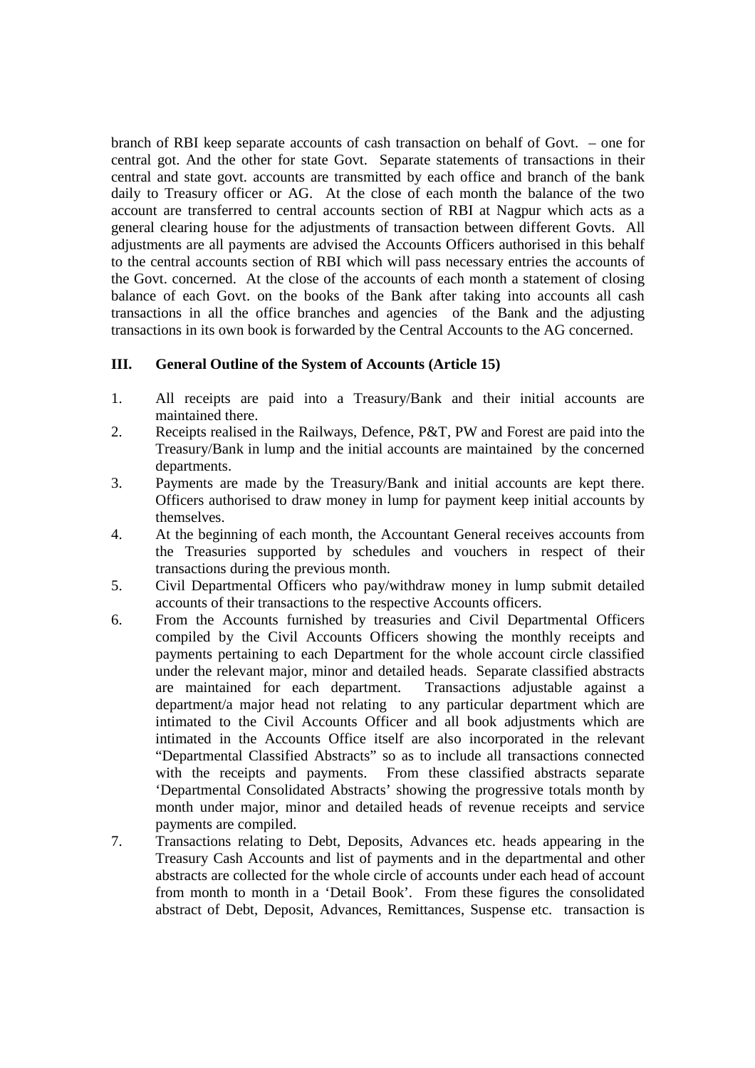branch of RBI keep separate accounts of cash transaction on behalf of Govt. – one for central got. And the other for state Govt. Separate statements of transactions in their central and state govt. accounts are transmitted by each office and branch of the bank daily to Treasury officer or AG. At the close of each month the balance of the two account are transferred to central accounts section of RBI at Nagpur which acts as a general clearing house for the adjustments of transaction between different Govts. All adjustments are all payments are advised the Accounts Officers authorised in this behalf to the central accounts section of RBI which will pass necessary entries the accounts of the Govt. concerned. At the close of the accounts of each month a statement of closing balance of each Govt. on the books of the Bank after taking into accounts all cash transactions in all the office branches and agencies of the Bank and the adjusting transactions in its own book is forwarded by the Central Accounts to the AG concerned.

### III. General Outline of the System of Accounts (Article 15)

1. All receipts are paid into a Treasury/Bank and their initial accounts are maintained there.
2. Receipts realised in the Railways, Defence, P&T, PW and Forest are paid into the Treasury/Bank in lump and the initial accounts are maintained by the concerned departments.
3. Payments are made by the Treasury/Bank and initial accounts are kept there. Officers authorised to draw money in lump for payment keep initial accounts by themselves.
4. At the beginning of each month, the Accountant General receives accounts from the Treasuries supported by schedules and vouchers in respect of their transactions during the previous month.
5. Civil Departmental Officers who pay/withdraw money in lump submit detailed accounts of their transactions to the respective Accounts officers.
6. From the Accounts furnished by treasuries and Civil Departmental Officers compiled by the Civil Accounts Officers showing the monthly receipts and payments pertaining to each Department for the whole account circle classified under the relevant major, minor and detailed heads. Separate classified abstracts are maintained for each department. Transactions adjustable against a department/a major head not relating to any particular department which are intimated to the Civil Accounts Officer and all book adjustments which are intimated in the Accounts Office itself are also incorporated in the relevant "Departmental Classified Abstracts" so as to include all transactions connected with the receipts and payments. From these classified abstracts separate 'Departmental Consolidated Abstracts' showing the progressive totals month by month under major, minor and detailed heads of revenue receipts and service payments are compiled.
7. Transactions relating to Debt, Deposits, Advances etc. heads appearing in the Treasury Cash Accounts and list of payments and in the departmental and other abstracts are collected for the whole circle of accounts under each head of account from month to month in a 'Detail Book'. From these figures the consolidated abstract of Debt, Deposit, Advances, Remittances, Suspense etc. transaction is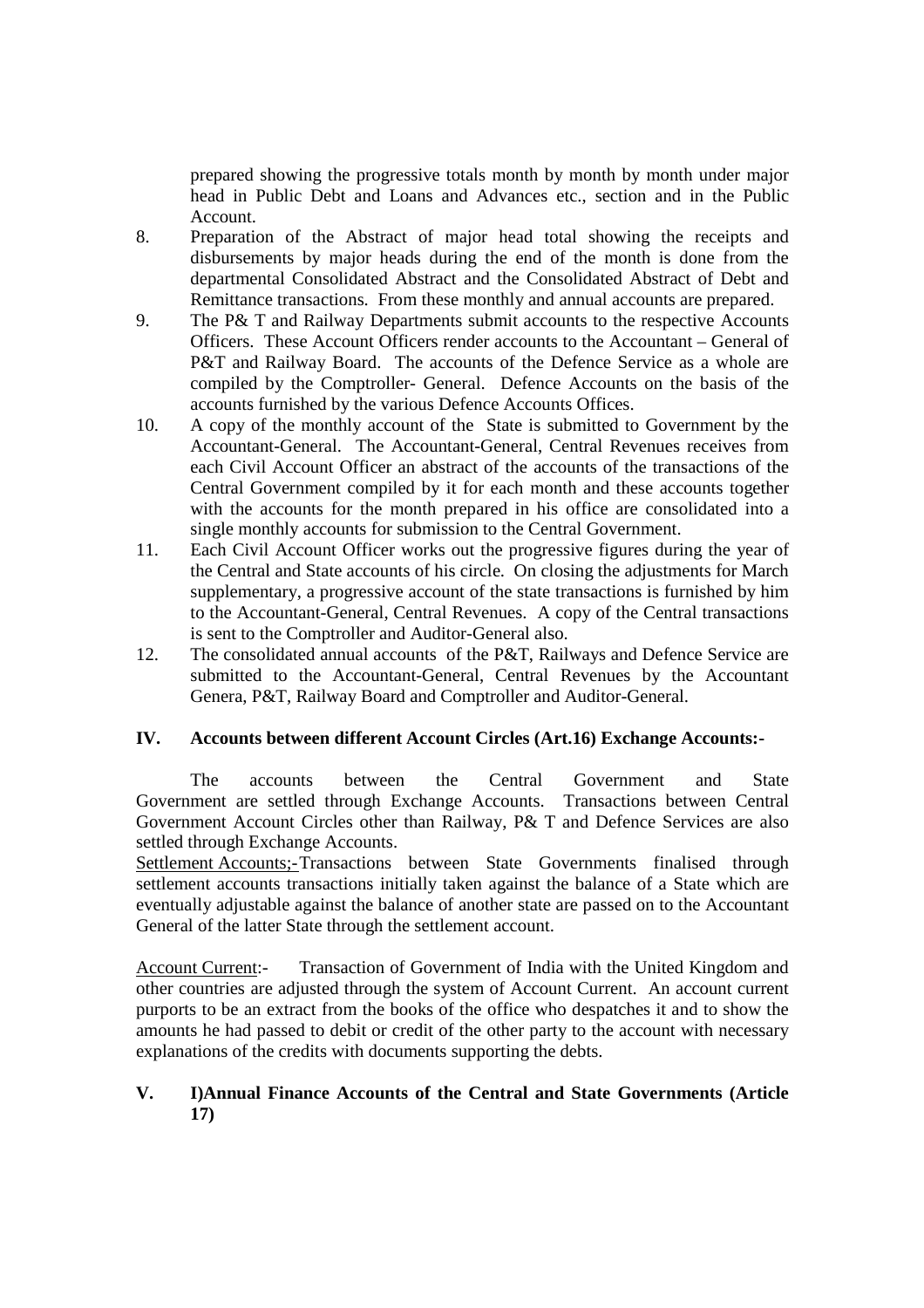prepared showing the progressive totals month by month by month under major head in Public Debt and Loans and Advances etc., section and in the Public Account.

8. Preparation of the Abstract of major head total showing the receipts and disbursements by major heads during the end of the month is done from the departmental Consolidated Abstract and the Consolidated Abstract of Debt and Remittance transactions. From these monthly and annual accounts are prepared.
9. The P& T and Railway Departments submit accounts to the respective Accounts Officers. These Account Officers render accounts to the Accountant – General of P&T and Railway Board. The accounts of the Defence Service as a whole are compiled by the Comptroller- General. Defence Accounts on the basis of the accounts furnished by the various Defence Accounts Offices.
10. A copy of the monthly account of the State is submitted to Government by the Accountant-General. The Accountant-General, Central Revenues receives from each Civil Account Officer an abstract of the accounts of the transactions of the Central Government compiled by it for each month and these accounts together with the accounts for the month prepared in his office are consolidated into a single monthly accounts for submission to the Central Government.
11. Each Civil Account Officer works out the progressive figures during the year of the Central and State accounts of his circle. On closing the adjustments for March supplementary, a progressive account of the state transactions is furnished by him to the Accountant-General, Central Revenues. A copy of the Central transactions is sent to the Comptroller and Auditor-General also.
12. The consolidated annual accounts of the P&T, Railways and Defence Service are submitted to the Accountant-General, Central Revenues by the Accountant Genera, P&T, Railway Board and Comptroller and Auditor-General.

## IV. Accounts between different Account Circles (Art.16) Exchange Accounts:-

The accounts between the Central Government and State Government are settled through Exchange Accounts. Transactions between Central Government Account Circles other than Railway, P& T and Defence Services are also settled through Exchange Accounts.

<u>Settlement Accounts;-</u>Transactions between State Governments finalised through settlement accounts transactions initially taken against the balance of a State which are eventually adjustable against the balance of another state are passed on to the Accountant General of the latter State through the settlement account.

<u>Account Current</u>:- Transaction of Government of India with the United Kingdom and other countries are adjusted through the system of Account Current. An account current purports to be an extract from the books of the office who despatches it and to show the amounts he had passed to debit or credit of the other party to the account with necessary explanations of the credits with documents supporting the debts.

## V. I)Annual Finance Accounts of the Central and State Governments (Article 17)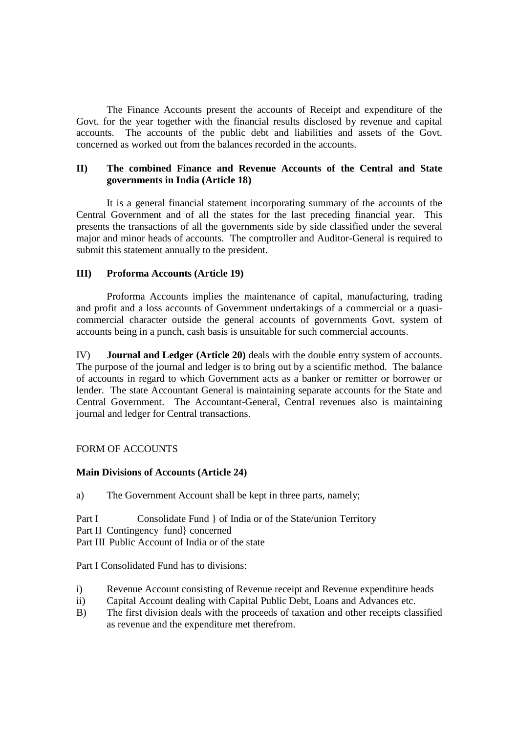The Finance Accounts present the accounts of Receipt and expenditure of the Govt. for the year together with the financial results disclosed by revenue and capital accounts. The accounts of the public debt and liabilities and assets of the Govt. concerned as worked out from the balances recorded in the accounts.

**II) The combined Finance and Revenue Accounts of the Central and State governments in India (Article 18)**

It is a general financial statement incorporating summary of the accounts of the Central Government and of all the states for the last preceding financial year. This presents the transactions of all the governments side by side classified under the several major and minor heads of accounts. The comptroller and Auditor-General is required to submit this statement annually to the president.

**III) Proforma Accounts (Article 19)**

Proforma Accounts implies the maintenance of capital, manufacturing, trading and profit and a loss accounts of Government undertakings of a commercial or a quasi-commercial character outside the general accounts of governments Govt. system of accounts being in a punch, cash basis is unsuitable for such commercial accounts.

IV) **Journal and Ledger (Article 20)** deals with the double entry system of accounts. The purpose of the journal and ledger is to bring out by a scientific method. The balance of accounts in regard to which Government acts as a banker or remitter or borrower or lender. The state Accountant General is maintaining separate accounts for the State and Central Government. The Accountant-General, Central revenues also is maintaining journal and ledger for Central transactions.

FORM OF ACCOUNTS

**Main Divisions of Accounts (Article 24)**

a) The Government Account shall be kept in three parts, namely;

Part I Consolidate Fund } of India or of the State/union Territory
Part II Contingency fund} concerned
Part III Public Account of India or of the state

Part I Consolidated Fund has to divisions:

i) Revenue Account consisting of Revenue receipt and Revenue expenditure heads
ii) Capital Account dealing with Capital Public Debt, Loans and Advances etc.
B) The first division deals with the proceeds of taxation and other receipts classified as revenue and the expenditure met therefrom.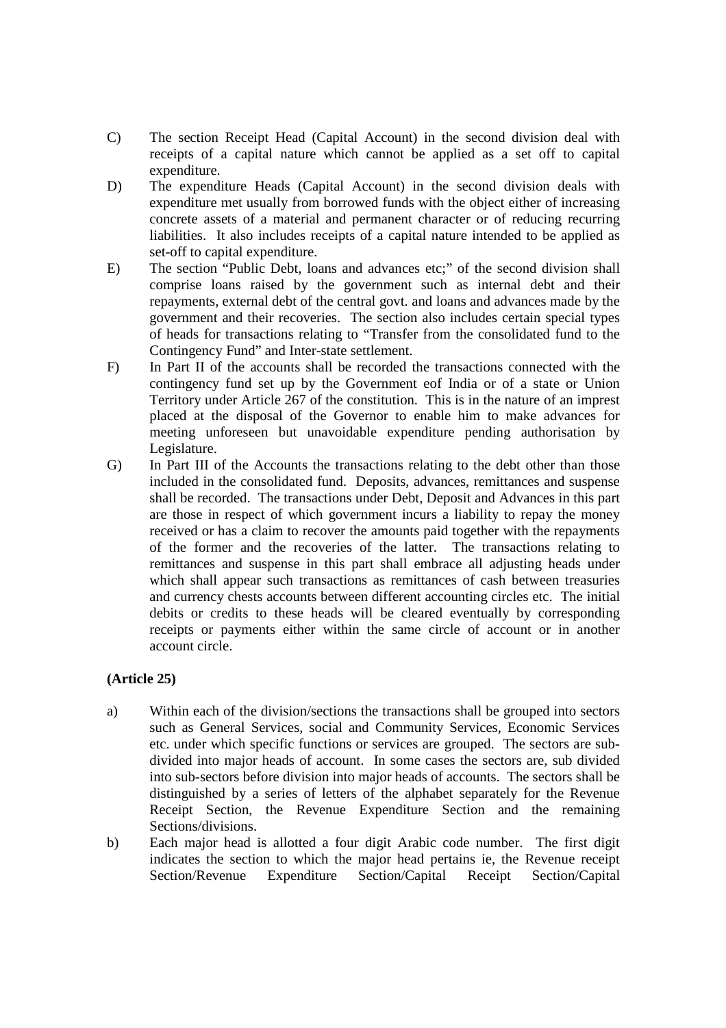C) The section Receipt Head (Capital Account) in the second division deal with receipts of a capital nature which cannot be applied as a set off to capital expenditure.

D) The expenditure Heads (Capital Account) in the second division deals with expenditure met usually from borrowed funds with the object either of increasing concrete assets of a material and permanent character or of reducing recurring liabilities. It also includes receipts of a capital nature intended to be applied as set-off to capital expenditure.

E) The section "Public Debt, loans and advances etc;" of the second division shall comprise loans raised by the government such as internal debt and their repayments, external debt of the central govt. and loans and advances made by the government and their recoveries. The section also includes certain special types of heads for transactions relating to "Transfer from the consolidated fund to the Contingency Fund" and Inter-state settlement.

F) In Part II of the accounts shall be recorded the transactions connected with the contingency fund set up by the Government eof India or of a state or Union Territory under Article 267 of the constitution. This is in the nature of an imprest placed at the disposal of the Governor to enable him to make advances for meeting unforeseen but unavoidable expenditure pending authorisation by Legislature.

G) In Part III of the Accounts the transactions relating to the debt other than those included in the consolidated fund. Deposits, advances, remittances and suspense shall be recorded. The transactions under Debt, Deposit and Advances in this part are those in respect of which government incurs a liability to repay the money received or has a claim to recover the amounts paid together with the repayments of the former and the recoveries of the latter. The transactions relating to remittances and suspense in this part shall embrace all adjusting heads under which shall appear such transactions as remittances of cash between treasuries and currency chests accounts between different accounting circles etc. The initial debits or credits to these heads will be cleared eventually by corresponding receipts or payments either within the same circle of account or in another account circle.

**(Article 25)**

a) Within each of the division/sections the transactions shall be grouped into sectors such as General Services, social and Community Services, Economic Services etc. under which specific functions or services are grouped. The sectors are sub-divided into major heads of account. In some cases the sectors are, sub divided into sub-sectors before division into major heads of accounts. The sectors shall be distinguished by a series of letters of the alphabet separately for the Revenue Receipt Section, the Revenue Expenditure Section and the remaining Sections/divisions.

b) Each major head is allotted a four digit Arabic code number. The first digit indicates the section to which the major head pertains ie, the Revenue receipt Section/Revenue Expenditure Section/Capital Receipt Section/Capital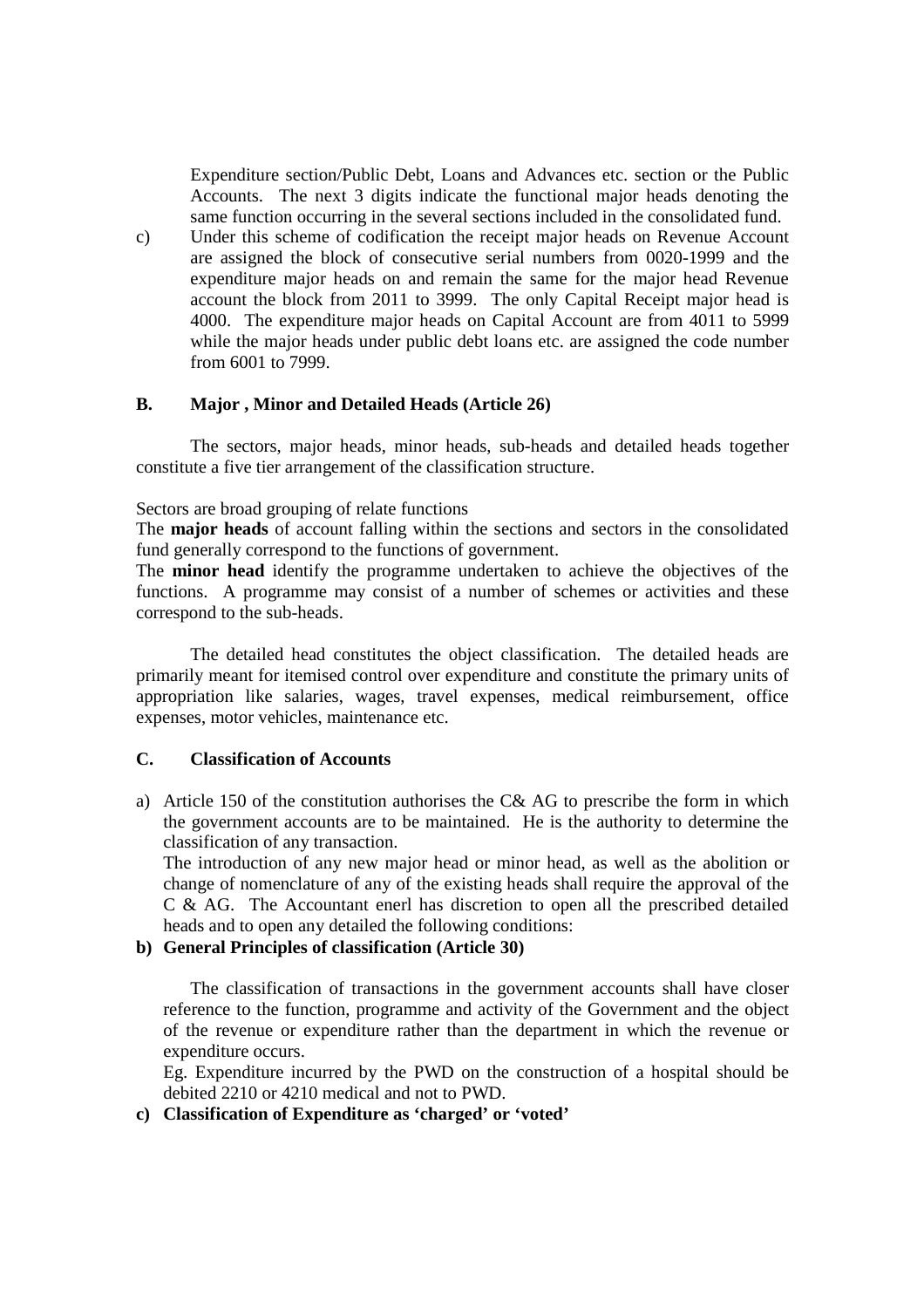Expenditure section/Public Debt, Loans and Advances etc. section or the Public Accounts. The next 3 digits indicate the functional major heads denoting the same function occurring in the several sections included in the consolidated fund.

c) Under this scheme of codification the receipt major heads on Revenue Account are assigned the block of consecutive serial numbers from 0020-1999 and the expenditure major heads on and remain the same for the major head Revenue account the block from 2011 to 3999. The only Capital Receipt major head is 4000. The expenditure major heads on Capital Account are from 4011 to 5999 while the major heads under public debt loans etc. are assigned the code number from 6001 to 7999.

### B. Major , Minor and Detailed Heads (Article 26)

The sectors, major heads, minor heads, sub-heads and detailed heads together constitute a five tier arrangement of the classification structure.

Sectors are broad grouping of relate functions

The **major heads** of account falling within the sections and sectors in the consolidated fund generally correspond to the functions of government.

The **minor head** identify the programme undertaken to achieve the objectives of the functions. A programme may consist of a number of schemes or activities and these correspond to the sub-heads.

The detailed head constitutes the object classification. The detailed heads are primarily meant for itemised control over expenditure and constitute the primary units of appropriation like salaries, wages, travel expenses, medical reimbursement, office expenses, motor vehicles, maintenance etc.

### C. Classification of Accounts

a) Article 150 of the constitution authorises the C& AG to prescribe the form in which the government accounts are to be maintained. He is the authority to determine the classification of any transaction.

   The introduction of any new major head or minor head, as well as the abolition or change of nomenclature of any of the existing heads shall require the approval of the C & AG. The Accountant enerl has discretion to open all the prescribed detailed heads and to open any detailed the following conditions:

b) **General Principles of classification (Article 30)**

   The classification of transactions in the government accounts shall have closer reference to the function, programme and activity of the Government and the object of the revenue or expenditure rather than the department in which the revenue or expenditure occurs.

   Eg. Expenditure incurred by the PWD on the construction of a hospital should be debited 2210 or 4210 medical and not to PWD.

c) **Classification of Expenditure as 'charged' or 'voted'**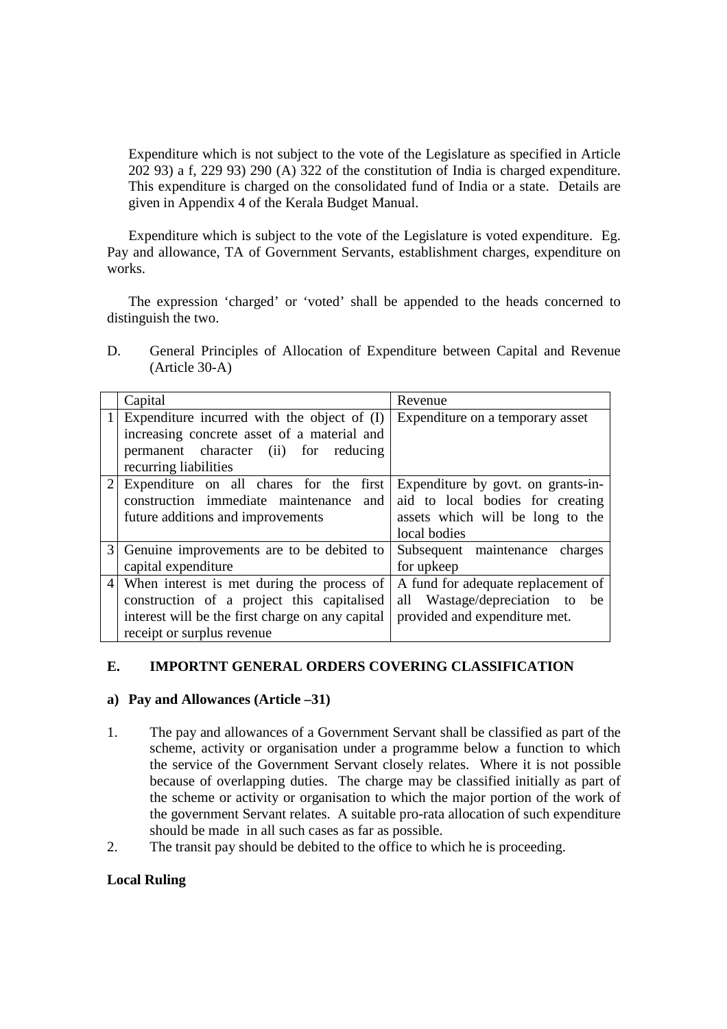Expenditure which is not subject to the vote of the Legislature as specified in Article 202 93) a f, 229 93) 290 (A) 322 of the constitution of India is charged expenditure. This expenditure is charged on the consolidated fund of India or a state. Details are given in Appendix 4 of the Kerala Budget Manual.

Expenditure which is subject to the vote of the Legislature is voted expenditure. Eg. Pay and allowance, TA of Government Servants, establishment charges, expenditure on works.

The expression 'charged' or 'voted' shall be appended to the heads concerned to distinguish the two.

D. General Principles of Allocation of Expenditure between Capital and Revenue (Article 30-A)

| | Capital | Revenue |
|---|---|---|
| 1 | Expenditure incurred with the object of (I) increasing concrete asset of a material and permanent character (ii) for reducing recurring liabilities | Expenditure on a temporary asset |
| 2 | Expenditure on all chares for the first construction immediate maintenance and future additions and improvements | Expenditure by govt. on grants-in-aid to local bodies for creating assets which will be long to the local bodies |
| 3 | Genuine improvements are to be debited to capital expenditure | Subsequent maintenance charges for upkeep |
| 4 | When interest is met during the process of construction of a project this capitalised interest will be the first charge on any capital receipt or surplus revenue | A fund for adequate replacement of all Wastage/depreciation to be provided and expenditure met. |

## E. IMPORTNT GENERAL ORDERS COVERING CLASSIFICATION

### a) Pay and Allowances (Article –31)

1. The pay and allowances of a Government Servant shall be classified as part of the scheme, activity or organisation under a programme below a function to which the service of the Government Servant closely relates. Where it is not possible because of overlapping duties. The charge may be classified initially as part of the scheme or activity or organisation to which the major portion of the work of the government Servant relates. A suitable pro-rata allocation of such expenditure should be made in all such cases as far as possible.
2. The transit pay should be debited to the office to which he is proceeding.

**Local Ruling**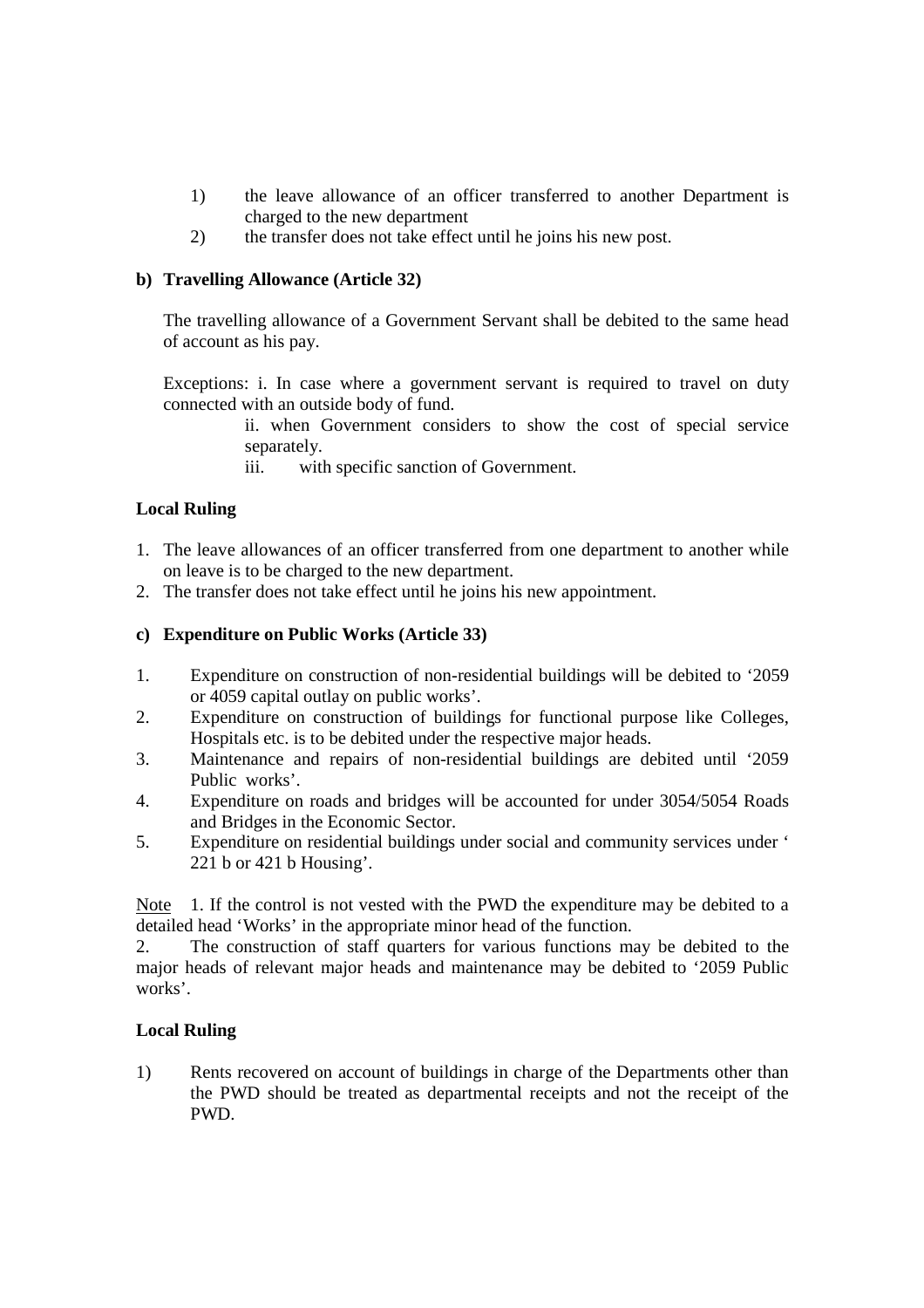1) the leave allowance of an officer transferred to another Department is charged to the new department
2) the transfer does not take effect until he joins his new post.

**b) Travelling Allowance (Article 32)**

The travelling allowance of a Government Servant shall be debited to the same head of account as his pay.

Exceptions: i. In case where a government servant is required to travel on duty connected with an outside body of fund.

ii. when Government considers to show the cost of special service separately.

iii. with specific sanction of Government.

**Local Ruling**

1. The leave allowances of an officer transferred from one department to another while on leave is to be charged to the new department.
2. The transfer does not take effect until he joins his new appointment.

**c) Expenditure on Public Works (Article 33)**

1. Expenditure on construction of non-residential buildings will be debited to '2059 or 4059 capital outlay on public works'.
2. Expenditure on construction of buildings for functional purpose like Colleges, Hospitals etc. is to be debited under the respective major heads.
3. Maintenance and repairs of non-residential buildings are debited until '2059 Public works'.
4. Expenditure on roads and bridges will be accounted for under 3054/5054 Roads and Bridges in the Economic Sector.
5. Expenditure on residential buildings under social and community services under ' 221 b or 421 b Housing'.

Note 1. If the control is not vested with the PWD the expenditure may be debited to a detailed head 'Works' in the appropriate minor head of the function.

2. The construction of staff quarters for various functions may be debited to the major heads of relevant major heads and maintenance may be debited to '2059 Public works'.

**Local Ruling**

1) Rents recovered on account of buildings in charge of the Departments other than the PWD should be treated as departmental receipts and not the receipt of the PWD.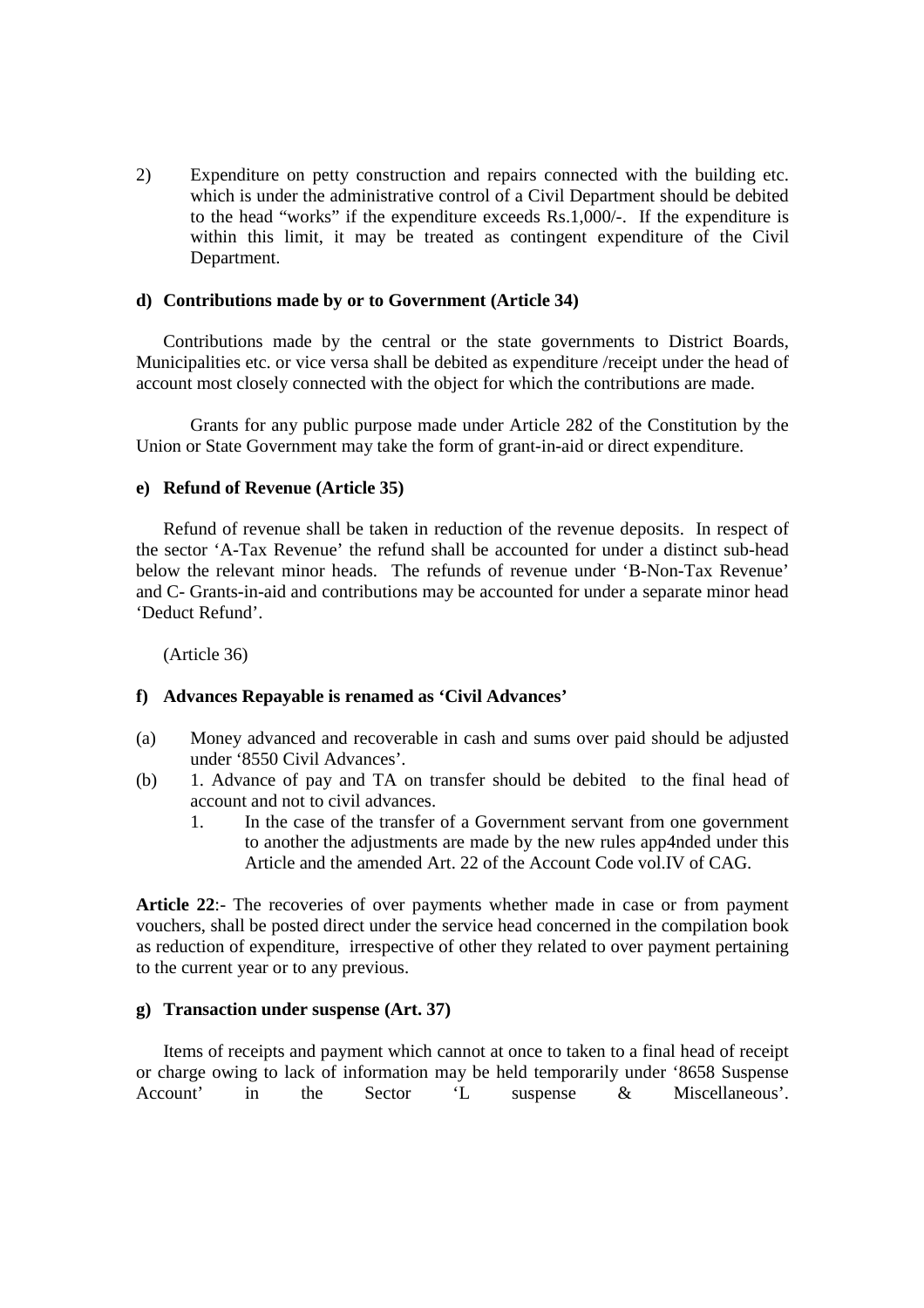2) Expenditure on petty construction and repairs connected with the building etc. which is under the administrative control of a Civil Department should be debited to the head "works" if the expenditure exceeds Rs.1,000/-. If the expenditure is within this limit, it may be treated as contingent expenditure of the Civil Department.

**d) Contributions made by or to Government (Article 34)**

Contributions made by the central or the state governments to District Boards, Municipalities etc. or vice versa shall be debited as expenditure /receipt under the head of account most closely connected with the object for which the contributions are made.

Grants for any public purpose made under Article 282 of the Constitution by the Union or State Government may take the form of grant-in-aid or direct expenditure.

**e) Refund of Revenue (Article 35)**

Refund of revenue shall be taken in reduction of the revenue deposits. In respect of the sector 'A-Tax Revenue' the refund shall be accounted for under a distinct sub-head below the relevant minor heads. The refunds of revenue under 'B-Non-Tax Revenue' and C- Grants-in-aid and contributions may be accounted for under a separate minor head 'Deduct Refund'.

(Article 36)

**f) Advances Repayable is renamed as 'Civil Advances'**

(a) Money advanced and recoverable in cash and sums over paid should be adjusted under '8550 Civil Advances'.

(b) 1. Advance of pay and TA on transfer should be debited to the final head of account and not to civil advances.

   1. In the case of the transfer of a Government servant from one government to another the adjustments are made by the new rules app4nded under this Article and the amended Art. 22 of the Account Code vol.IV of CAG.

**Article 22**:- The recoveries of over payments whether made in case or from payment vouchers, shall be posted direct under the service head concerned in the compilation book as reduction of expenditure, irrespective of other they related to over payment pertaining to the current year or to any previous.

**g) Transaction under suspense (Art. 37)**

Items of receipts and payment which cannot at once to taken to a final head of receipt or charge owing to lack of information may be held temporarily under '8658 Suspense Account' in the Sector 'L suspense & Miscellaneous'.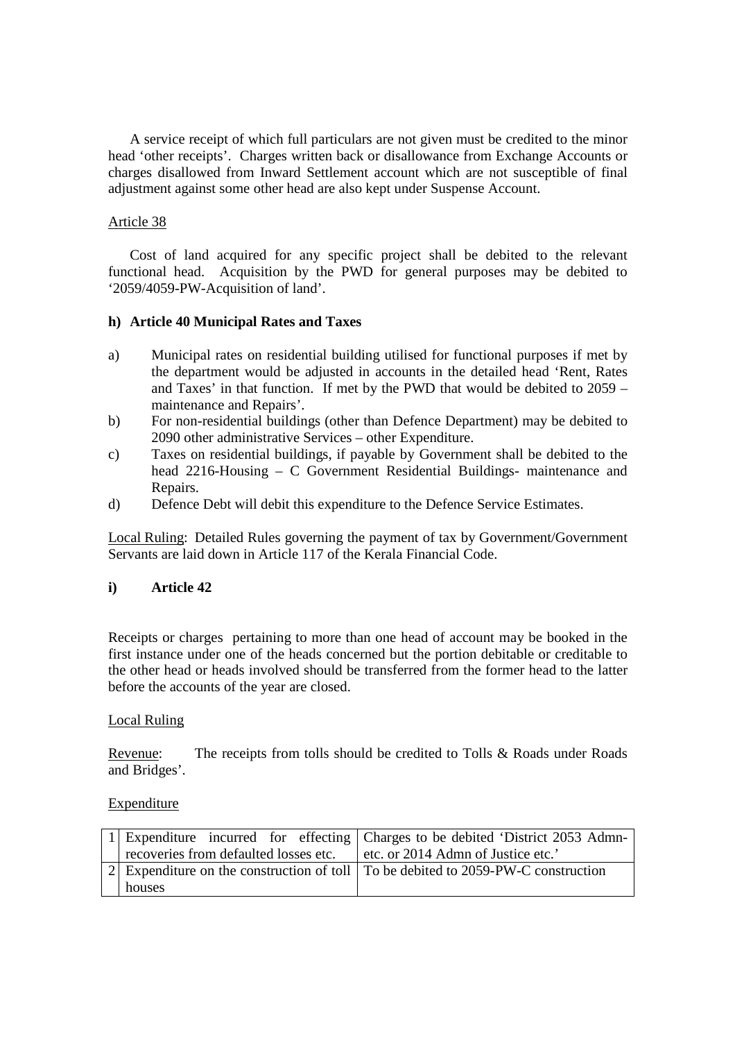A service receipt of which full particulars are not given must be credited to the minor head 'other receipts'. Charges written back or disallowance from Exchange Accounts or charges disallowed from Inward Settlement account which are not susceptible of final adjustment against some other head are also kept under Suspense Account.

Article 38

Cost of land acquired for any specific project shall be debited to the relevant functional head. Acquisition by the PWD for general purposes may be debited to '2059/4059-PW-Acquisition of land'.

**h) Article 40 Municipal Rates and Taxes**

a) Municipal rates on residential building utilised for functional purposes if met by the department would be adjusted in accounts in the detailed head 'Rent, Rates and Taxes' in that function. If met by the PWD that would be debited to 2059 – maintenance and Repairs'.
b) For non-residential buildings (other than Defence Department) may be debited to 2090 other administrative Services – other Expenditure.
c) Taxes on residential buildings, if payable by Government shall be debited to the head 2216-Housing – C Government Residential Buildings- maintenance and Repairs.
d) Defence Debt will debit this expenditure to the Defence Service Estimates.

Local Ruling: Detailed Rules governing the payment of tax by Government/Government Servants are laid down in Article 117 of the Kerala Financial Code.

**i) Article 42**

Receipts or charges pertaining to more than one head of account may be booked in the first instance under one of the heads concerned but the portion debitable or creditable to the other head or heads involved should be transferred from the former head to the latter before the accounts of the year are closed.

Local Ruling

Revenue: The receipts from tolls should be credited to Tolls & Roads under Roads and Bridges'.

Expenditure

| | | |
|---|---|---|
| 1 | Expenditure incurred for effecting recoveries from defaulted losses etc. | Charges to be debited 'District 2053 Admn- etc. or 2014 Admn of Justice etc.' |
| 2 | Expenditure on the construction of toll houses | To be debited to 2059-PW-C construction |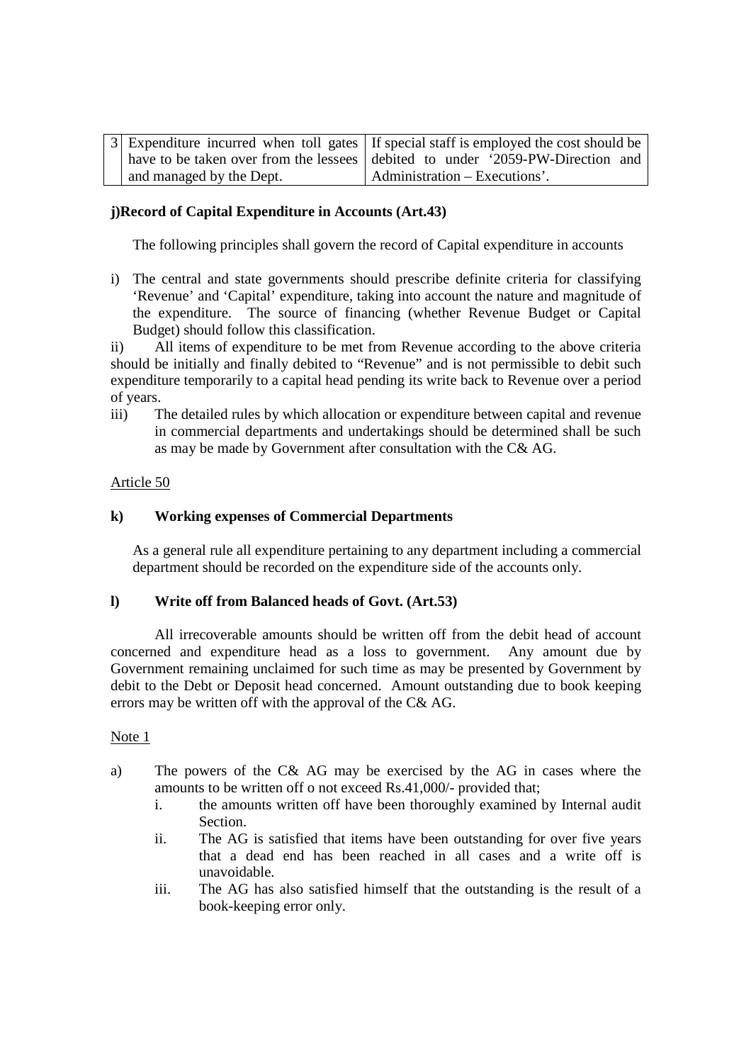| 3 | Expenditure incurred when toll gates have to be taken over from the lessees and managed by the Dept. | If special staff is employed the cost should be debited to under '2059-PW-Direction and Administration – Executions'. |
|---|---|---|

**j)Record of Capital Expenditure in Accounts (Art.43)**

The following principles shall govern the record of Capital expenditure in accounts

i) The central and state governments should prescribe definite criteria for classifying 'Revenue' and 'Capital' expenditure, taking into account the nature and magnitude of the expenditure. The source of financing (whether Revenue Budget or Capital Budget) should follow this classification.

ii) All items of expenditure to be met from Revenue according to the above criteria should be initially and finally debited to "Revenue" and is not permissible to debit such expenditure temporarily to a capital head pending its write back to Revenue over a period of years.

iii) The detailed rules by which allocation or expenditure between capital and revenue in commercial departments and undertakings should be determined shall be such as may be made by Government after consultation with the C& AG.

Article 50

**k) Working expenses of Commercial Departments**

As a general rule all expenditure pertaining to any department including a commercial department should be recorded on the expenditure side of the accounts only.

**l) Write off from Balanced heads of Govt. (Art.53)**

All irrecoverable amounts should be written off from the debit head of account concerned and expenditure head as a loss to government. Any amount due by Government remaining unclaimed for such time as may be presented by Government by debit to the Debt or Deposit head concerned. Amount outstanding due to book keeping errors may be written off with the approval of the C& AG.

Note 1

a) The powers of the C& AG may be exercised by the AG in cases where the amounts to be written off o not exceed Rs.41,000/- provided that;
   i. the amounts written off have been thoroughly examined by Internal audit Section.
   ii. The AG is satisfied that items have been outstanding for over five years that a dead end has been reached in all cases and a write off is unavoidable.
   iii. The AG has also satisfied himself that the outstanding is the result of a book-keeping error only.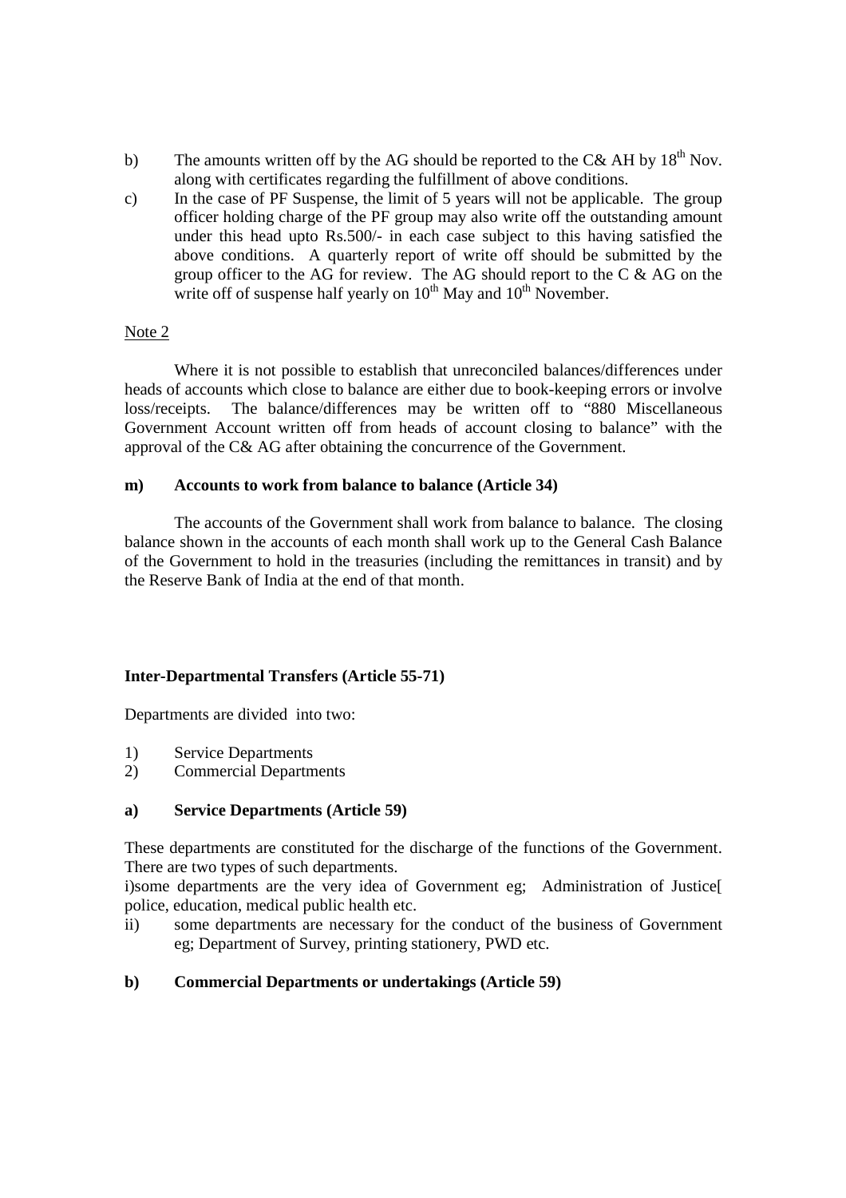b) The amounts written off by the AG should be reported to the C& AH by 18th Nov. along with certificates regarding the fulfillment of above conditions.

c) In the case of PF Suspense, the limit of 5 years will not be applicable. The group officer holding charge of the PF group may also write off the outstanding amount under this head upto Rs.500/- in each case subject to this having satisfied the above conditions. A quarterly report of write off should be submitted by the group officer to the AG for review. The AG should report to the C & AG on the write off of suspense half yearly on 10th May and 10th November.

Note 2

Where it is not possible to establish that unreconciled balances/differences under heads of accounts which close to balance are either due to book-keeping errors or involve loss/receipts. The balance/differences may be written off to "880 Miscellaneous Government Account written off from heads of account closing to balance" with the approval of the C& AG after obtaining the concurrence of the Government.

**m) Accounts to work from balance to balance (Article 34)**

The accounts of the Government shall work from balance to balance. The closing balance shown in the accounts of each month shall work up to the General Cash Balance of the Government to hold in the treasuries (including the remittances in transit) and by the Reserve Bank of India at the end of that month.

**Inter-Departmental Transfers (Article 55-71)**

Departments are divided into two:

1) Service Departments
2) Commercial Departments

**a) Service Departments (Article 59)**

These departments are constituted for the discharge of the functions of the Government. There are two types of such departments.

i)some departments are the very idea of Government eg; Administration of Justice[ police, education, medical public health etc.

ii) some departments are necessary for the conduct of the business of Government eg; Department of Survey, printing stationery, PWD etc.

**b) Commercial Departments or undertakings (Article 59)**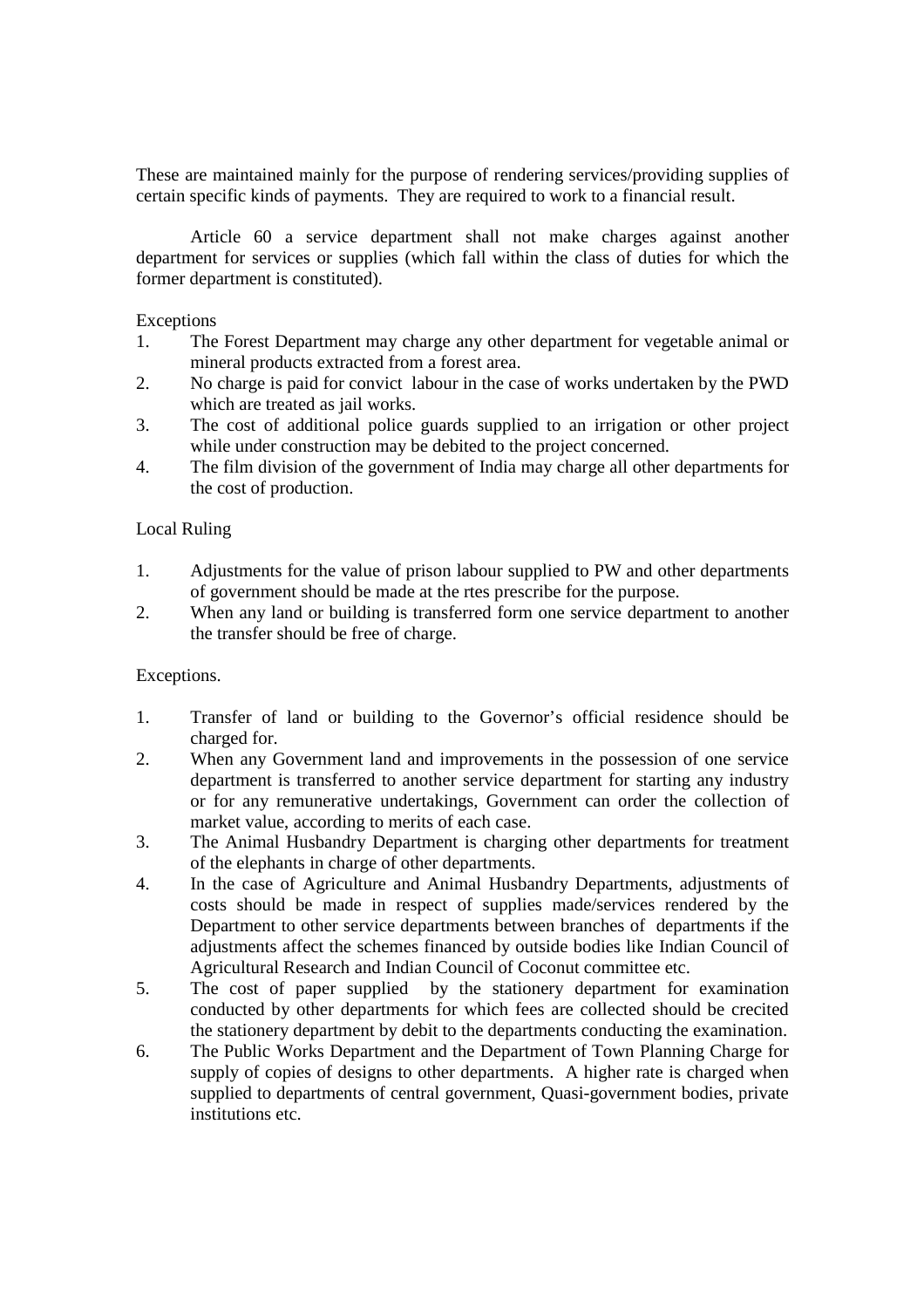These are maintained mainly for the purpose of rendering services/providing supplies of certain specific kinds of payments. They are required to work to a financial result.

Article 60 a service department shall not make charges against another department for services or supplies (which fall within the class of duties for which the former department is constituted).

Exceptions

1. The Forest Department may charge any other department for vegetable animal or mineral products extracted from a forest area.
2. No charge is paid for convict labour in the case of works undertaken by the PWD which are treated as jail works.
3. The cost of additional police guards supplied to an irrigation or other project while under construction may be debited to the project concerned.
4. The film division of the government of India may charge all other departments for the cost of production.

Local Ruling

1. Adjustments for the value of prison labour supplied to PW and other departments of government should be made at the rtes prescribe for the purpose.
2. When any land or building is transferred form one service department to another the transfer should be free of charge.

Exceptions.

1. Transfer of land or building to the Governor's official residence should be charged for.
2. When any Government land and improvements in the possession of one service department is transferred to another service department for starting any industry or for any remunerative undertakings, Government can order the collection of market value, according to merits of each case.
3. The Animal Husbandry Department is charging other departments for treatment of the elephants in charge of other departments.
4. In the case of Agriculture and Animal Husbandry Departments, adjustments of costs should be made in respect of supplies made/services rendered by the Department to other service departments between branches of departments if the adjustments affect the schemes financed by outside bodies like Indian Council of Agricultural Research and Indian Council of Coconut committee etc.
5. The cost of paper supplied by the stationery department for examination conducted by other departments for which fees are collected should be crecited the stationery department by debit to the departments conducting the examination.
6. The Public Works Department and the Department of Town Planning Charge for supply of copies of designs to other departments. A higher rate is charged when supplied to departments of central government, Quasi-government bodies, private institutions etc.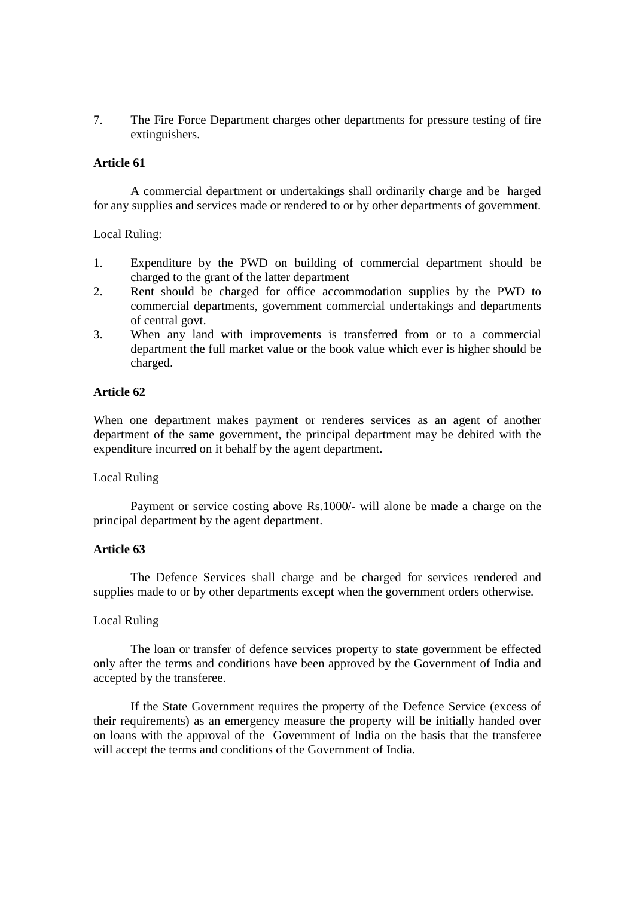7. The Fire Force Department charges other departments for pressure testing of fire extinguishers.

**Article 61**

A commercial department or undertakings shall ordinarily charge and be harged for any supplies and services made or rendered to or by other departments of government.

Local Ruling:

1. Expenditure by the PWD on building of commercial department should be charged to the grant of the latter department
2. Rent should be charged for office accommodation supplies by the PWD to commercial departments, government commercial undertakings and departments of central govt.
3. When any land with improvements is transferred from or to a commercial department the full market value or the book value which ever is higher should be charged.

**Article 62**

When one department makes payment or renderes services as an agent of another department of the same government, the principal department may be debited with the expenditure incurred on it behalf by the agent department.

Local Ruling

Payment or service costing above Rs.1000/- will alone be made a charge on the principal department by the agent department.

**Article 63**

The Defence Services shall charge and be charged for services rendered and supplies made to or by other departments except when the government orders otherwise.

Local Ruling

The loan or transfer of defence services property to state government be effected only after the terms and conditions have been approved by the Government of India and accepted by the transferee.

If the State Government requires the property of the Defence Service (excess of their requirements) as an emergency measure the property will be initially handed over on loans with the approval of the Government of India on the basis that the transferee will accept the terms and conditions of the Government of India.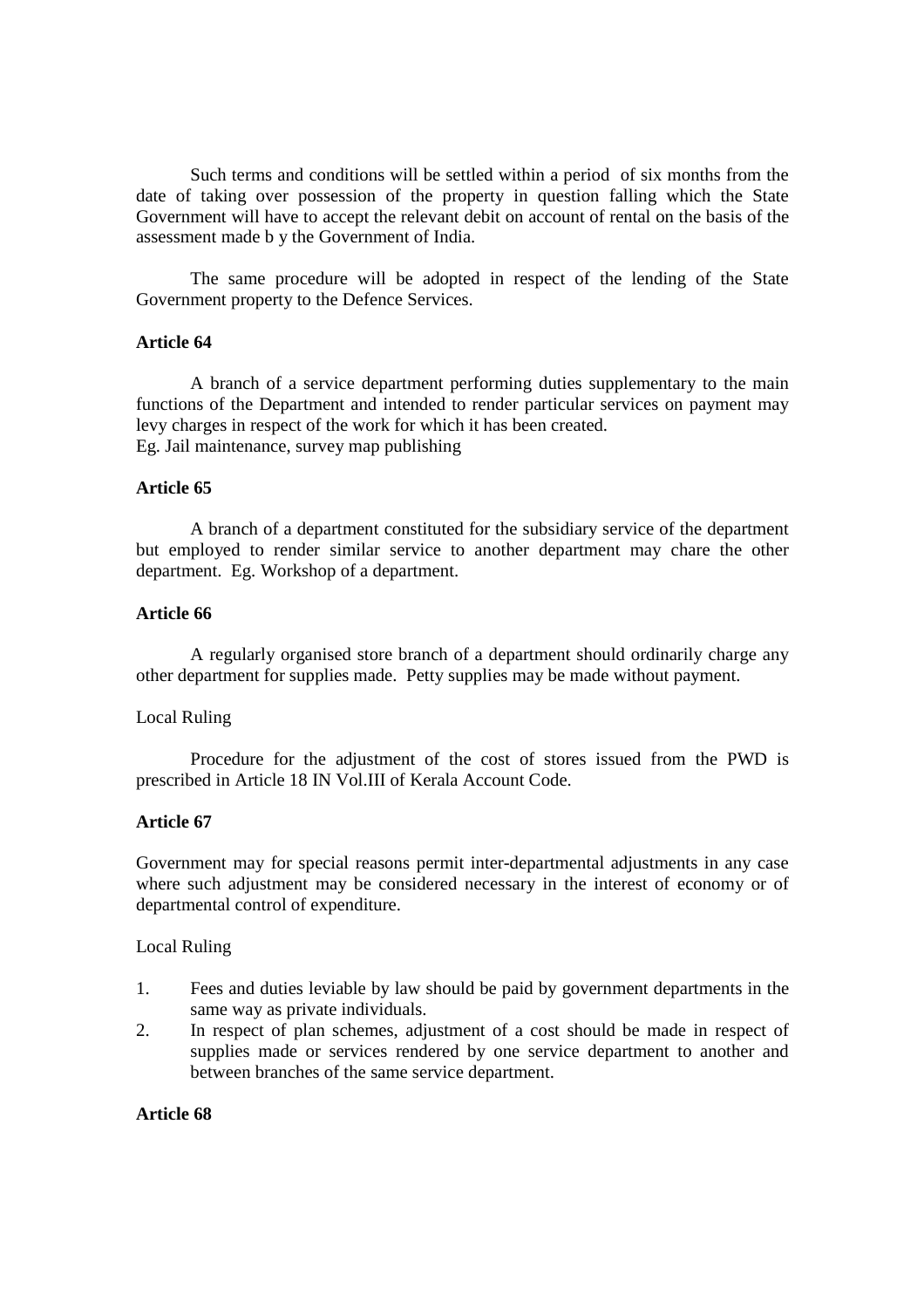Such terms and conditions will be settled within a period of six months from the date of taking over possession of the property in question falling which the State Government will have to accept the relevant debit on account of rental on the basis of the assessment made b y the Government of India.

The same procedure will be adopted in respect of the lending of the State Government property to the Defence Services.

**Article 64**

A branch of a service department performing duties supplementary to the main functions of the Department and intended to render particular services on payment may levy charges in respect of the work for which it has been created.
Eg. Jail maintenance, survey map publishing

**Article 65**

A branch of a department constituted for the subsidiary service of the department but employed to render similar service to another department may chare the other department. Eg. Workshop of a department.

**Article 66**

A regularly organised store branch of a department should ordinarily charge any other department for supplies made. Petty supplies may be made without payment.

Local Ruling

Procedure for the adjustment of the cost of stores issued from the PWD is prescribed in Article 18 IN Vol.III of Kerala Account Code.

**Article 67**

Government may for special reasons permit inter-departmental adjustments in any case where such adjustment may be considered necessary in the interest of economy or of departmental control of expenditure.

Local Ruling

1. Fees and duties leviable by law should be paid by government departments in the same way as private individuals.
2. In respect of plan schemes, adjustment of a cost should be made in respect of supplies made or services rendered by one service department to another and between branches of the same service department.

**Article 68**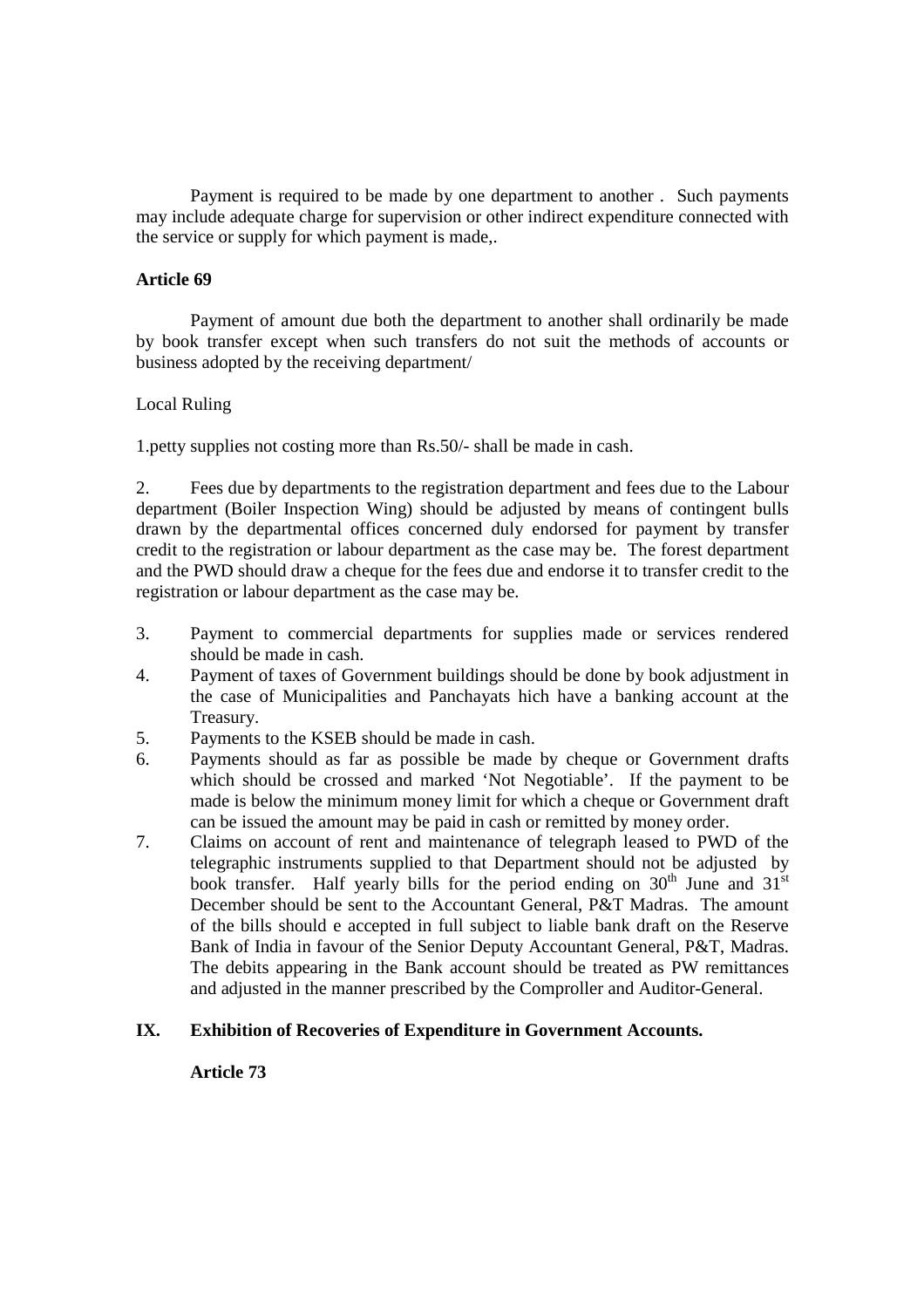Payment is required to be made by one department to another . Such payments may include adequate charge for supervision or other indirect expenditure connected with the service or supply for which payment is made,.

**Article 69**

Payment of amount due both the department to another shall ordinarily be made by book transfer except when such transfers do not suit the methods of accounts or business adopted by the receiving department/

Local Ruling

1.petty supplies not costing more than Rs.50/- shall be made in cash.

2. Fees due by departments to the registration department and fees due to the Labour department (Boiler Inspection Wing) should be adjusted by means of contingent bulls drawn by the departmental offices concerned duly endorsed for payment by transfer credit to the registration or labour department as the case may be. The forest department and the PWD should draw a cheque for the fees due and endorse it to transfer credit to the registration or labour department as the case may be.

3. Payment to commercial departments for supplies made or services rendered should be made in cash.
4. Payment of taxes of Government buildings should be done by book adjustment in the case of Municipalities and Panchayats hich have a banking account at the Treasury.
5. Payments to the KSEB should be made in cash.
6. Payments should as far as possible be made by cheque or Government drafts which should be crossed and marked 'Not Negotiable'. If the payment to be made is below the minimum money limit for which a cheque or Government draft can be issued the amount may be paid in cash or remitted by money order.
7. Claims on account of rent and maintenance of telegraph leased to PWD of the telegraphic instruments supplied to that Department should not be adjusted by book transfer. Half yearly bills for the period ending on 30th June and 31st December should be sent to the Accountant General, P&T Madras. The amount of the bills should e accepted in full subject to liable bank draft on the Reserve Bank of India in favour of the Senior Deputy Accountant General, P&T, Madras. The debits appearing in the Bank account should be treated as PW remittances and adjusted in the manner prescribed by the Comproller and Auditor-General.

## IX. Exhibition of Recoveries of Expenditure in Government Accounts.

**Article 73**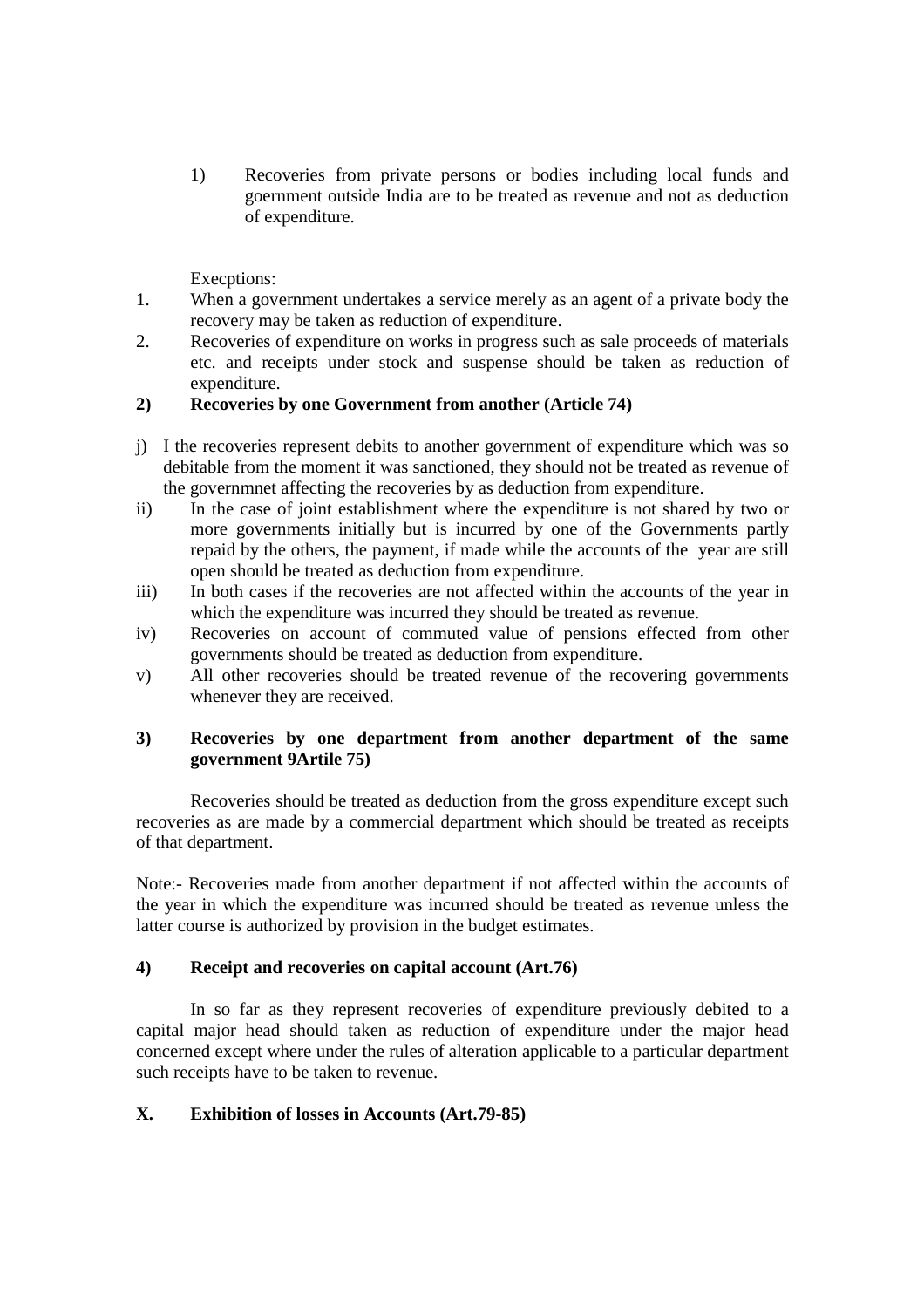1) Recoveries from private persons or bodies including local funds and goernment outside India are to be treated as revenue and not as deduction of expenditure.

Execptions:

1. When a government undertakes a service merely as an agent of a private body the recovery may be taken as reduction of expenditure.
2. Recoveries of expenditure on works in progress such as sale proceeds of materials etc. and receipts under stock and suspense should be taken as reduction of expenditure.

**2) Recoveries by one Government from another (Article 74)**

j) I the recoveries represent debits to another government of expenditure which was so debitable from the moment it was sanctioned, they should not be treated as revenue of the governmnet affecting the recoveries by as deduction from expenditure.

ii) In the case of joint establishment where the expenditure is not shared by two or more governments initially but is incurred by one of the Governments partly repaid by the others, the payment, if made while the accounts of the year are still open should be treated as deduction from expenditure.

iii) In both cases if the recoveries are not affected within the accounts of the year in which the expenditure was incurred they should be treated as revenue.

iv) Recoveries on account of commuted value of pensions effected from other governments should be treated as deduction from expenditure.

v) All other recoveries should be treated revenue of the recovering governments whenever they are received.

**3) Recoveries by one department from another department of the same government 9Artile 75)**

Recoveries should be treated as deduction from the gross expenditure except such recoveries as are made by a commercial department which should be treated as receipts of that department.

Note:- Recoveries made from another department if not affected within the accounts of the year in which the expenditure was incurred should be treated as revenue unless the latter course is authorized by provision in the budget estimates.

**4) Receipt and recoveries on capital account (Art.76)**

In so far as they represent recoveries of expenditure previously debited to a capital major head should taken as reduction of expenditure under the major head concerned except where under the rules of alteration applicable to a particular department such receipts have to be taken to revenue.

**X. Exhibition of losses in Accounts (Art.79-85)**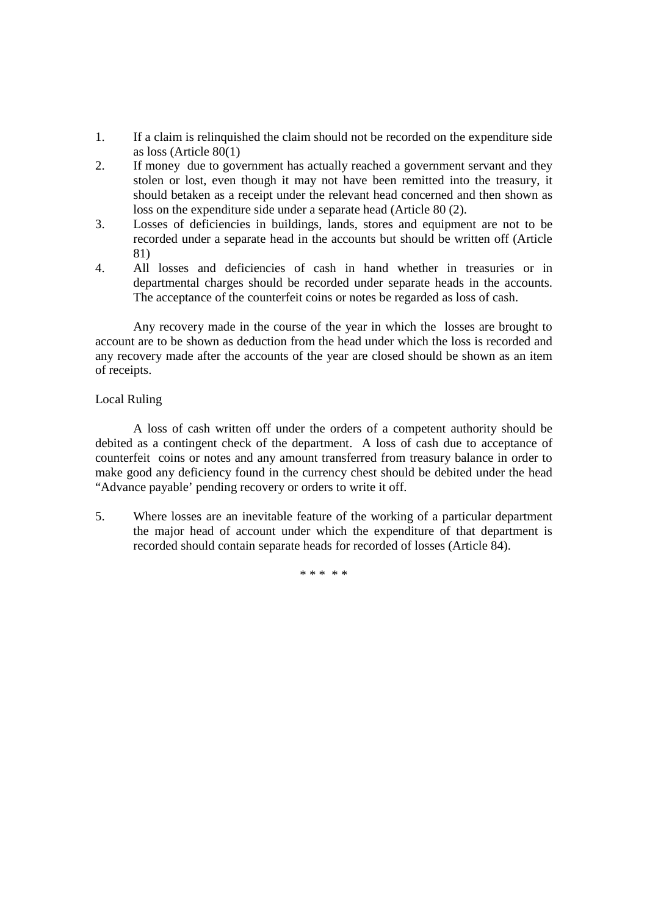1. If a claim is relinquished the claim should not be recorded on the expenditure side as loss (Article 80(1)
2. If money due to government has actually reached a government servant and they stolen or lost, even though it may not have been remitted into the treasury, it should betaken as a receipt under the relevant head concerned and then shown as loss on the expenditure side under a separate head (Article 80 (2).
3. Losses of deficiencies in buildings, lands, stores and equipment are not to be recorded under a separate head in the accounts but should be written off (Article 81)
4. All losses and deficiencies of cash in hand whether in treasuries or in departmental charges should be recorded under separate heads in the accounts. The acceptance of the counterfeit coins or notes be regarded as loss of cash.

Any recovery made in the course of the year in which the losses are brought to account are to be shown as deduction from the head under which the loss is recorded and any recovery made after the accounts of the year are closed should be shown as an item of receipts.

Local Ruling

A loss of cash written off under the orders of a competent authority should be debited as a contingent check of the department. A loss of cash due to acceptance of counterfeit coins or notes and any amount transferred from treasury balance in order to make good any deficiency found in the currency chest should be debited under the head "Advance payable' pending recovery or orders to write it off.

5. Where losses are an inevitable feature of the working of a particular department the major head of account under which the expenditure of that department is recorded should contain separate heads for recorded of losses (Article 84).

* * * * *